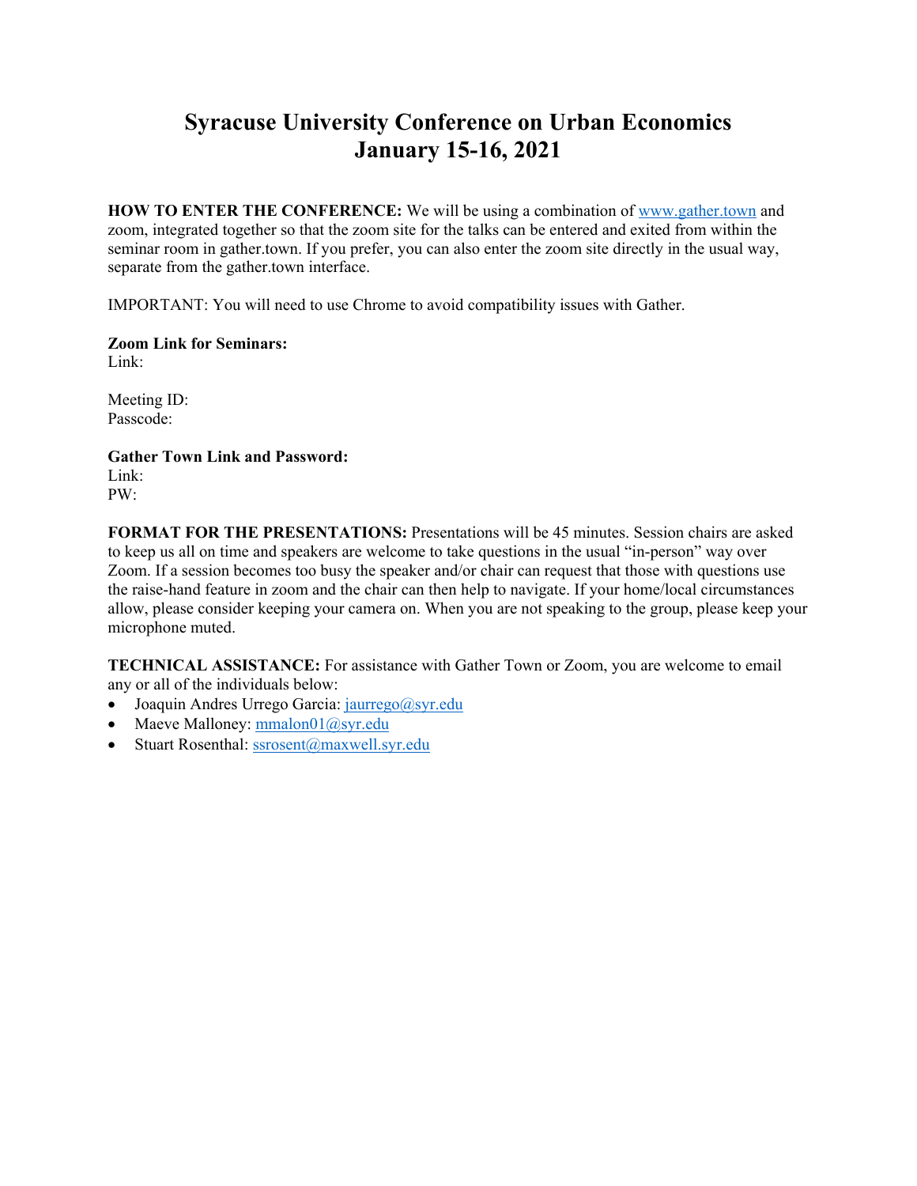# Syracuse University Conference on Urban Economics
# January 15-16, 2021

**HOW TO ENTER THE CONFERENCE:** We will be using a combination of www.gather.town and zoom, integrated together so that the zoom site for the talks can be entered and exited from within the seminar room in gather.town. If you prefer, you can also enter the zoom site directly in the usual way, separate from the gather.town interface.

IMPORTANT: You will need to use Chrome to avoid compatibility issues with Gather.

**Zoom Link for Seminars:**
Link:

Meeting ID:
Passcode:

**Gather Town Link and Password:**
Link:
PW:

**FORMAT FOR THE PRESENTATIONS:** Presentations will be 45 minutes. Session chairs are asked to keep us all on time and speakers are welcome to take questions in the usual "in-person" way over Zoom. If a session becomes too busy the speaker and/or chair can request that those with questions use the raise-hand feature in zoom and the chair can then help to navigate. If your home/local circumstances allow, please consider keeping your camera on. When you are not speaking to the group, please keep your microphone muted.

**TECHNICAL ASSISTANCE:** For assistance with Gather Town or Zoom, you are welcome to email any or all of the individuals below:

- Joaquin Andres Urrego Garcia: jaurrego@syr.edu
- Maeve Malloney: mmalon01@syr.edu
- Stuart Rosenthal: ssrosent@maxwell.syr.edu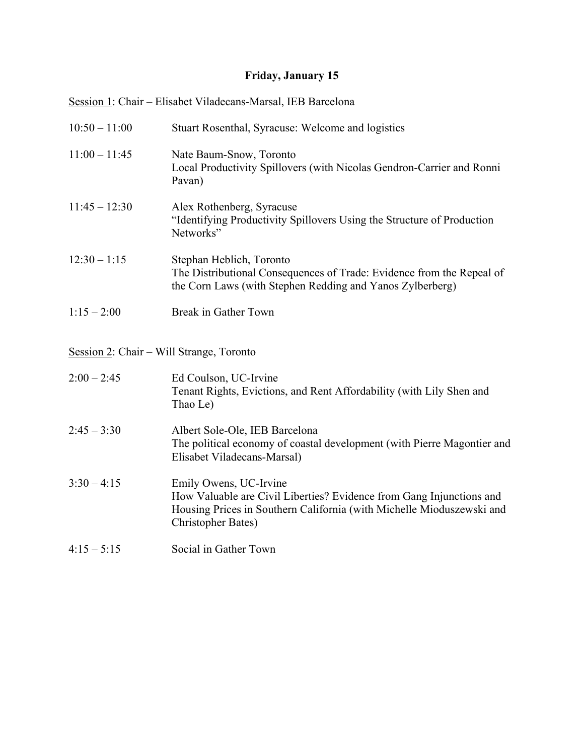# Friday, January 15

Session 1: Chair – Elisabet Viladecans-Marsal, IEB Barcelona

| | |
|---|---|
| 10:50 – 11:00 | Stuart Rosenthal, Syracuse: Welcome and logistics |
| 11:00 – 11:45 | Nate Baum-Snow, Toronto<br>Local Productivity Spillovers (with Nicolas Gendron-Carrier and Ronni Pavan) |
| 11:45 – 12:30 | Alex Rothenberg, Syracuse<br>"Identifying Productivity Spillovers Using the Structure of Production Networks" |
| 12:30 – 1:15 | Stephan Heblich, Toronto<br>The Distributional Consequences of Trade: Evidence from the Repeal of the Corn Laws (with Stephen Redding and Yanos Zylberberg) |
| 1:15 – 2:00 | Break in Gather Town |

Session 2: Chair – Will Strange, Toronto

| | |
|---|---|
| 2:00 – 2:45 | Ed Coulson, UC-Irvine<br>Tenant Rights, Evictions, and Rent Affordability (with Lily Shen and Thao Le) |
| 2:45 – 3:30 | Albert Sole-Ole, IEB Barcelona<br>The political economy of coastal development (with Pierre Magontier and Elisabet Viladecans-Marsal) |
| 3:30 – 4:15 | Emily Owens, UC-Irvine<br>How Valuable are Civil Liberties? Evidence from Gang Injunctions and Housing Prices in Southern California (with Michelle Mioduszewski and Christopher Bates) |
| 4:15 – 5:15 | Social in Gather Town |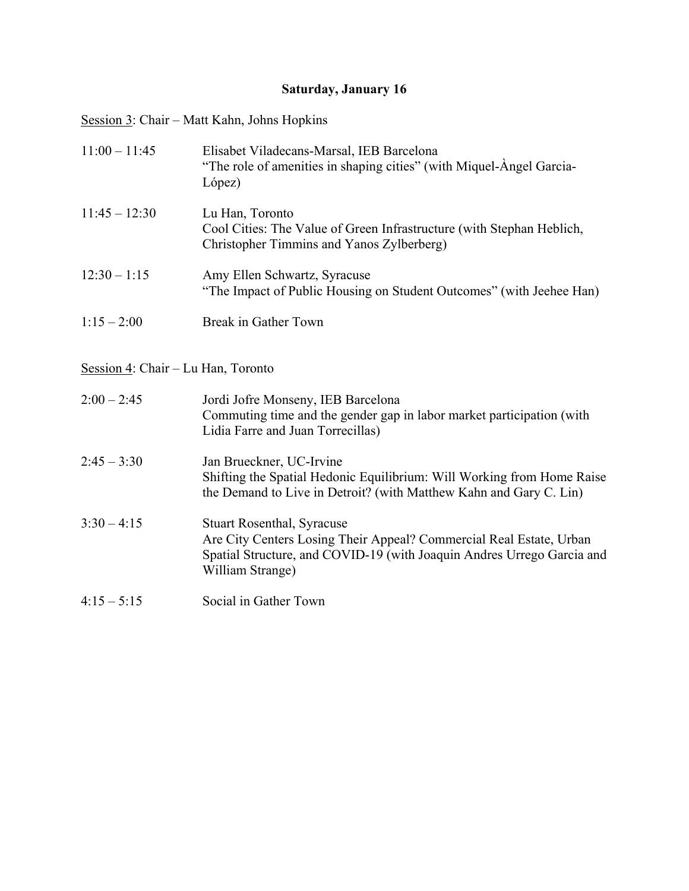## Saturday, January 16

Session 3: Chair – Matt Kahn, Johns Hopkins

| | |
|---|---|
| 11:00 – 11:45 | Elisabet Viladecans-Marsal, IEB Barcelona<br>"The role of amenities in shaping cities" (with Miquel-Àngel Garcia-López) |
| 11:45 – 12:30 | Lu Han, Toronto<br>Cool Cities: The Value of Green Infrastructure (with Stephan Heblich, Christopher Timmins and Yanos Zylberberg) |
| 12:30 – 1:15 | Amy Ellen Schwartz, Syracuse<br>"The Impact of Public Housing on Student Outcomes" (with Jeehee Han) |
| 1:15 – 2:00 | Break in Gather Town |

Session 4: Chair – Lu Han, Toronto

| | |
|---|---|
| 2:00 – 2:45 | Jordi Jofre Monseny, IEB Barcelona<br>Commuting time and the gender gap in labor market participation (with Lidia Farre and Juan Torrecillas) |
| 2:45 – 3:30 | Jan Brueckner, UC-Irvine<br>Shifting the Spatial Hedonic Equilibrium: Will Working from Home Raise the Demand to Live in Detroit? (with Matthew Kahn and Gary C. Lin) |
| 3:30 – 4:15 | Stuart Rosenthal, Syracuse<br>Are City Centers Losing Their Appeal? Commercial Real Estate, Urban Spatial Structure, and COVID-19 (with Joaquin Andres Urrego Garcia and William Strange) |
| 4:15 – 5:15 | Social in Gather Town |